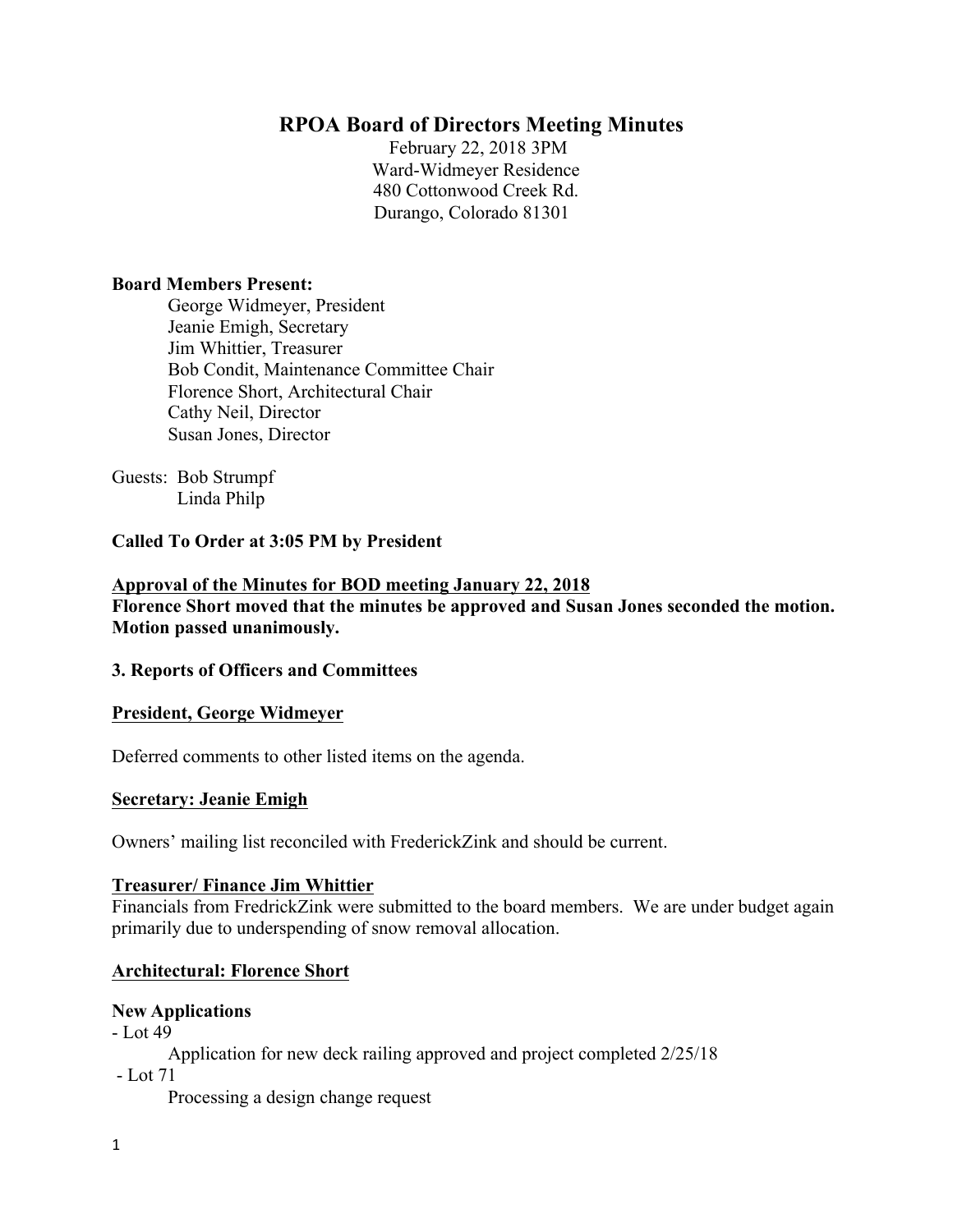# RPOA Board of Directors Meeting Minutes

February 22, 2018 3PM
Ward-Widmeyer Residence
480 Cottonwood Creek Rd.
Durango, Colorado 81301

**Board Members Present:**

George Widmeyer, President
Jeanie Emigh, Secretary
Jim Whittier, Treasurer
Bob Condit, Maintenance Committee Chair
Florence Short, Architectural Chair
Cathy Neil, Director
Susan Jones, Director

Guests: Bob Strumpf
Linda Philp

**Called To Order at 3:05 PM by President**

**Approval of the Minutes for BOD meeting January 22, 2018**
**Florence Short moved that the minutes be approved and Susan Jones seconded the motion. Motion passed unanimously.**

**3. Reports of Officers and Committees**

**President, George Widmeyer**

Deferred comments to other listed items on the agenda.

**Secretary: Jeanie Emigh**

Owners' mailing list reconciled with FrederickZink and should be current.

**Treasurer/ Finance Jim Whittier**

Financials from FredrickZink were submitted to the board members. We are under budget again primarily due to underspending of snow removal allocation.

**Architectural: Florence Short**

**New Applications**

- Lot 49
  Application for new deck railing approved and project completed 2/25/18
- Lot 71
  Processing a design change request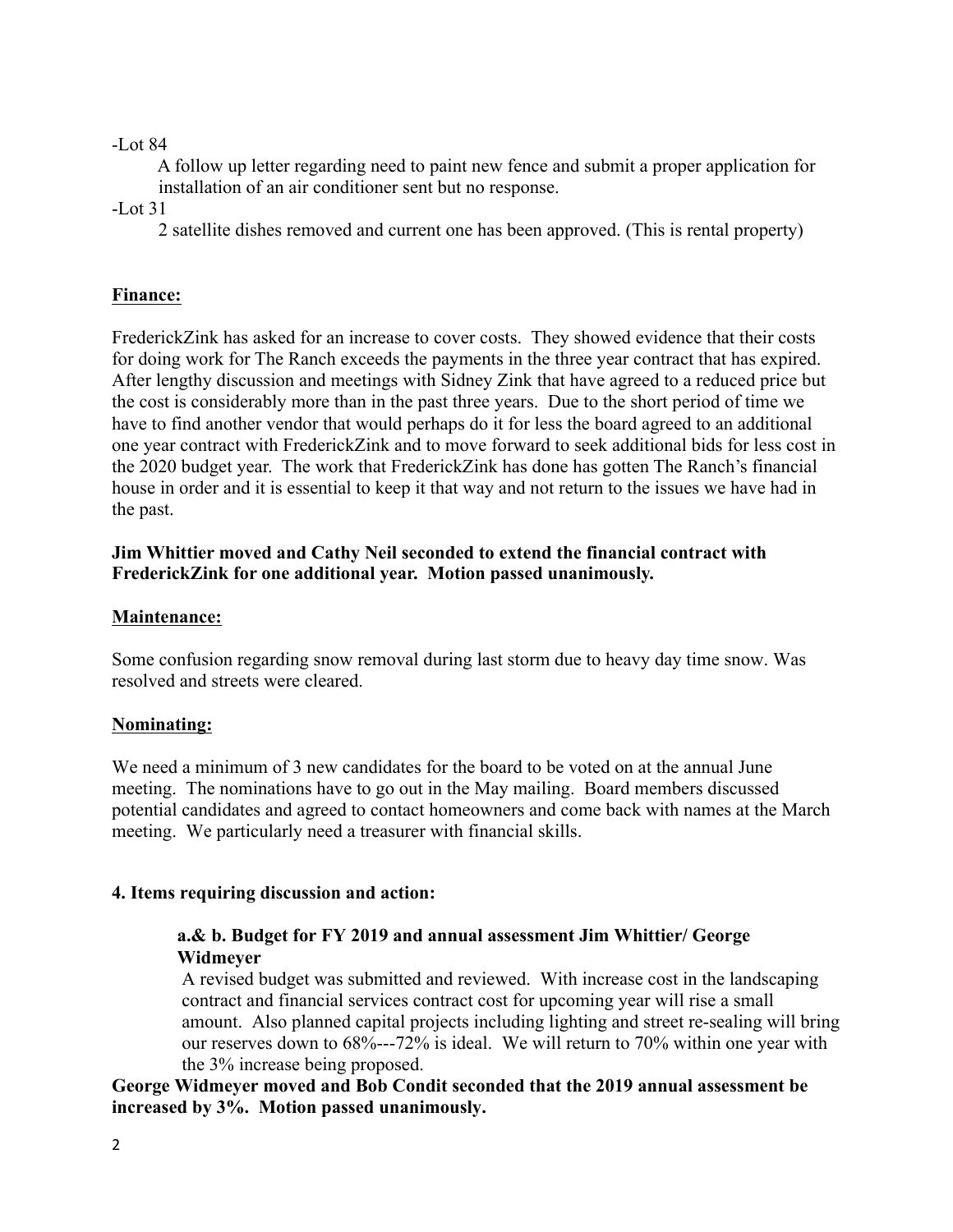-Lot 84

A follow up letter regarding need to paint new fence and submit a proper application for installation of an air conditioner sent but no response.

-Lot 31

2 satellite dishes removed and current one has been approved. (This is rental property)

**<u>Finance:</u>**

FrederickZink has asked for an increase to cover costs. They showed evidence that their costs for doing work for The Ranch exceeds the payments in the three year contract that has expired. After lengthy discussion and meetings with Sidney Zink that have agreed to a reduced price but the cost is considerably more than in the past three years. Due to the short period of time we have to find another vendor that would perhaps do it for less the board agreed to an additional one year contract with FrederickZink and to move forward to seek additional bids for less cost in the 2020 budget year. The work that FrederickZink has done has gotten The Ranch's financial house in order and it is essential to keep it that way and not return to the issues we have had in the past.

**Jim Whittier moved and Cathy Neil seconded to extend the financial contract with FrederickZink for one additional year. Motion passed unanimously.**

**<u>Maintenance:</u>**

Some confusion regarding snow removal during last storm due to heavy day time snow. Was resolved and streets were cleared.

**<u>Nominating:</u>**

We need a minimum of 3 new candidates for the board to be voted on at the annual June meeting. The nominations have to go out in the May mailing. Board members discussed potential candidates and agreed to contact homeowners and come back with names at the March meeting. We particularly need a treasurer with financial skills.

**4. Items requiring discussion and action:**

**a.& b. Budget for FY 2019 and annual assessment Jim Whittier/ George Widmeyer**

A revised budget was submitted and reviewed. With increase cost in the landscaping contract and financial services contract cost for upcoming year will rise a small amount. Also planned capital projects including lighting and street re-sealing will bring our reserves down to 68%---72% is ideal. We will return to 70% within one year with the 3% increase being proposed.

**George Widmeyer moved and Bob Condit seconded that the 2019 annual assessment be increased by 3%. Motion passed unanimously.**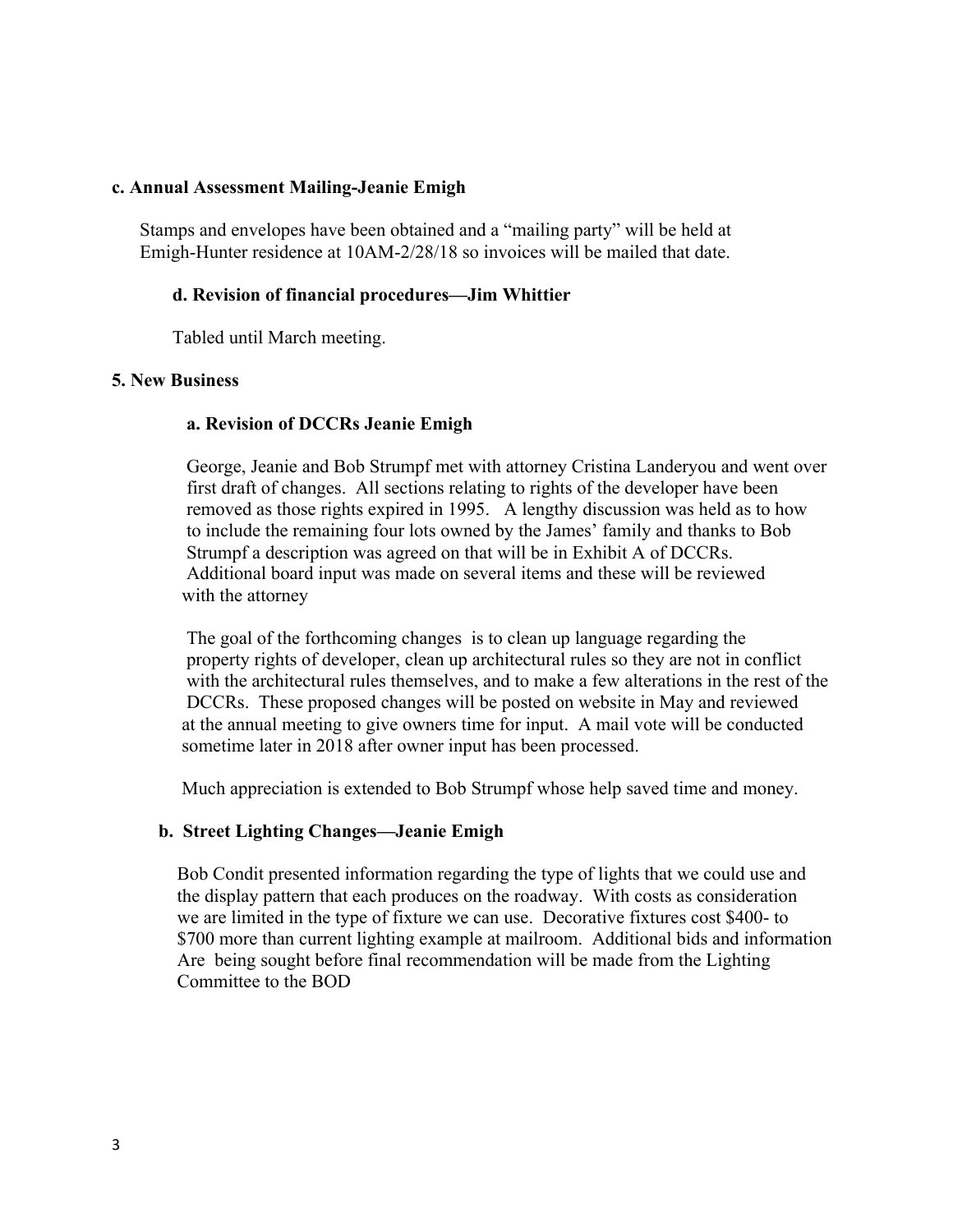**c. Annual Assessment Mailing-Jeanie Emigh**

Stamps and envelopes have been obtained and a "mailing party" will be held at Emigh-Hunter residence at 10AM-2/28/18 so invoices will be mailed that date.

**d. Revision of financial procedures—Jim Whittier**

Tabled until March meeting.

**5. New Business**

**a. Revision of DCCRs Jeanie Emigh**

George, Jeanie and Bob Strumpf met with attorney Cristina Landeryou and went over first draft of changes. All sections relating to rights of the developer have been removed as those rights expired in 1995. A lengthy discussion was held as to how to include the remaining four lots owned by the James' family and thanks to Bob Strumpf a description was agreed on that will be in Exhibit A of DCCRs. Additional board input was made on several items and these will be reviewed with the attorney

The goal of the forthcoming changes is to clean up language regarding the property rights of developer, clean up architectural rules so they are not in conflict with the architectural rules themselves, and to make a few alterations in the rest of the DCCRs. These proposed changes will be posted on website in May and reviewed at the annual meeting to give owners time for input. A mail vote will be conducted sometime later in 2018 after owner input has been processed.

Much appreciation is extended to Bob Strumpf whose help saved time and money.

**b. Street Lighting Changes—Jeanie Emigh**

Bob Condit presented information regarding the type of lights that we could use and the display pattern that each produces on the roadway. With costs as consideration we are limited in the type of fixture we can use. Decorative fixtures cost $400- to $700 more than current lighting example at mailroom. Additional bids and information Are being sought before final recommendation will be made from the Lighting Committee to the BOD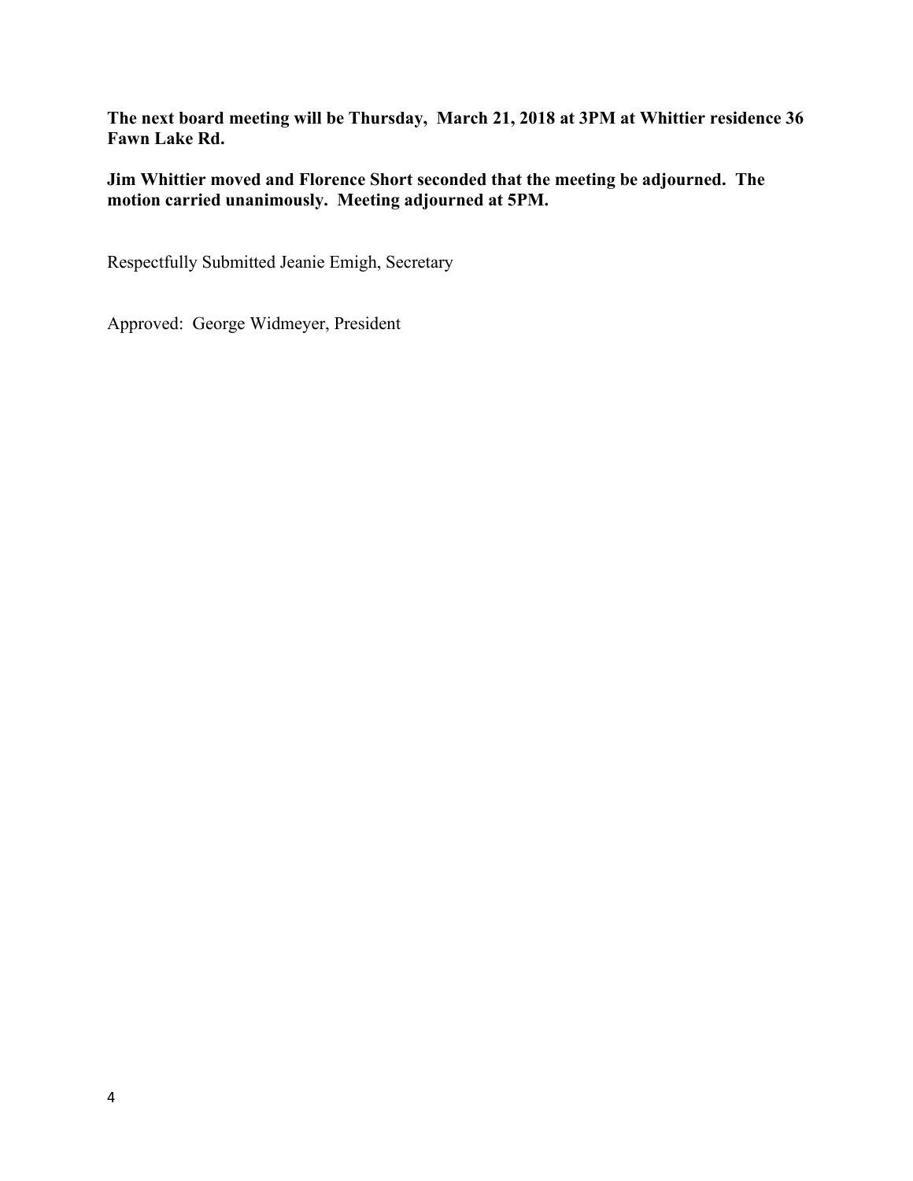**The next board meeting will be Thursday, March 21, 2018 at 3PM at Whittier residence 36 Fawn Lake Rd.**

**Jim Whittier moved and Florence Short seconded that the meeting be adjourned. The motion carried unanimously. Meeting adjourned at 5PM.**

Respectfully Submitted Jeanie Emigh, Secretary

Approved: George Widmeyer, President